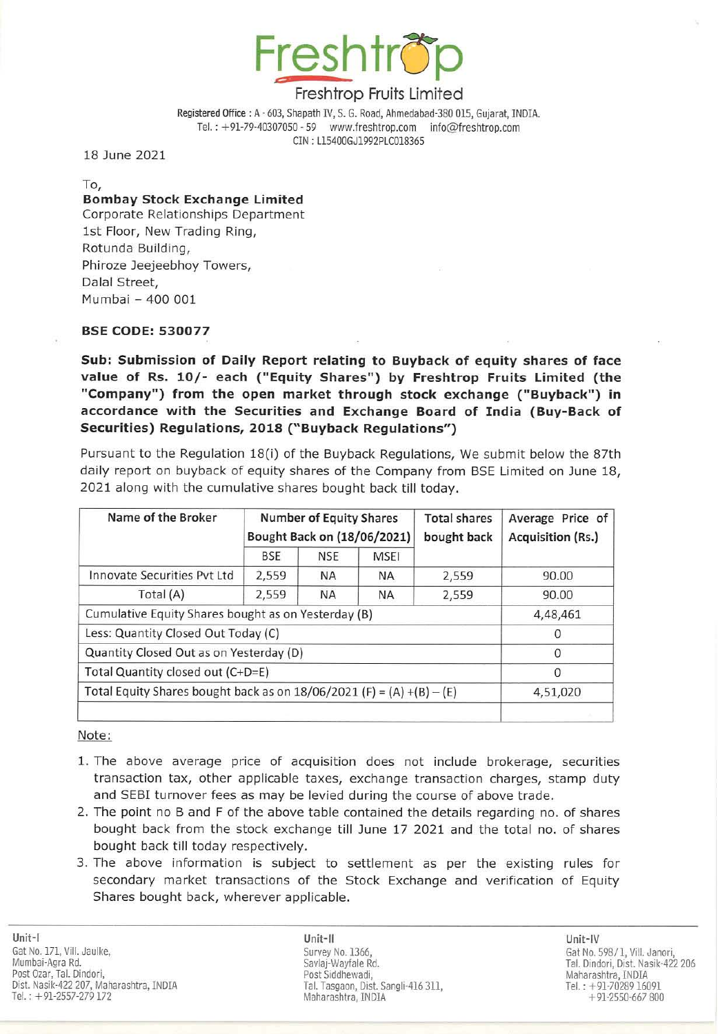# Freshtrop Fruits Limited

Registered Office : A - 603, Shapath IV, S. G. Road, Ahmedabad-380 015, Gujarat, INDIA.
Tel. : +91-79-40307050 - 59 www.freshtrop.com info@freshtrop.com
CIN : L15400GJ1992PLC018365

18 June 2021

To,
**Bombay Stock Exchange Limited**
Corporate Relationships Department
1st Floor, New Trading Ring,
Rotunda Building,
Phiroze Jeejeebhoy Towers,
Dalal Street,
Mumbai – 400 001

**BSE CODE: 530077**

**Sub: Submission of Daily Report relating to Buyback of equity shares of face value of Rs. 10/- each ("Equity Shares") by Freshtrop Fruits Limited (the "Company") from the open market through stock exchange ("Buyback") in accordance with the Securities and Exchange Board of India (Buy-Back of Securities) Regulations, 2018 ("Buyback Regulations")**

Pursuant to the Regulation 18(i) of the Buyback Regulations, We submit below the 87th daily report on buyback of equity shares of the Company from BSE Limited on June 18, 2021 along with the cumulative shares bought back till today.

| Name of the Broker | Number of Equity Shares Bought Back on (18/06/2021) | | | Total shares bought back | Average Price of Acquisition (Rs.) |
|---|---|---|---|---|---|
| | BSE | NSE | MSEI | | |
| Innovate Securities Pvt Ltd | 2,559 | NA | NA | 2,559 | 90.00 |
| Total (A) | 2,559 | NA | NA | 2,559 | 90.00 |
| Cumulative Equity Shares bought as on Yesterday (B) | | | | | 4,48,461 |
| Less: Quantity Closed Out Today (C) | | | | | 0 |
| Quantity Closed Out as on Yesterday (D) | | | | | 0 |
| Total Quantity closed out (C+D=E) | | | | | 0 |
| Total Equity Shares bought back as on 18/06/2021 (F) = (A) +(B) – (E) | | | | | 4,51,020 |
| | | | | | |

Note:

1. The above average price of acquisition does not include brokerage, securities transaction tax, other applicable taxes, exchange transaction charges, stamp duty and SEBI turnover fees as may be levied during the course of above trade.
2. The point no B and F of the above table contained the details regarding no. of shares bought back from the stock exchange till June 17 2021 and the total no. of shares bought back till today respectively.
3. The above information is subject to settlement as per the existing rules for secondary market transactions of the Stock Exchange and verification of Equity Shares bought back, wherever applicable.

Unit-I
Gat No. 171, Vill. Jaulke,
Mumbai-Agra Rd.
Post Ozar, Tal. Dindori,
Dist. Nasik-422 207, Maharashtra, INDIA
Tel. : +91-2557-279 172

Unit-II
Survey No. 1366,
Savlaj-Wayfale Rd.
Post Siddhewadi,
Tal. Tasgaon, Dist. Sangli-416 311,
Maharashtra, INDIA

Unit-IV
Gat No. 598/1, Vill. Janori,
Tal. Dindori, Dist. Nasik-422 206
Maharashtra, INDIA
Tel. : +91-70289 16091
+91-2550-667 800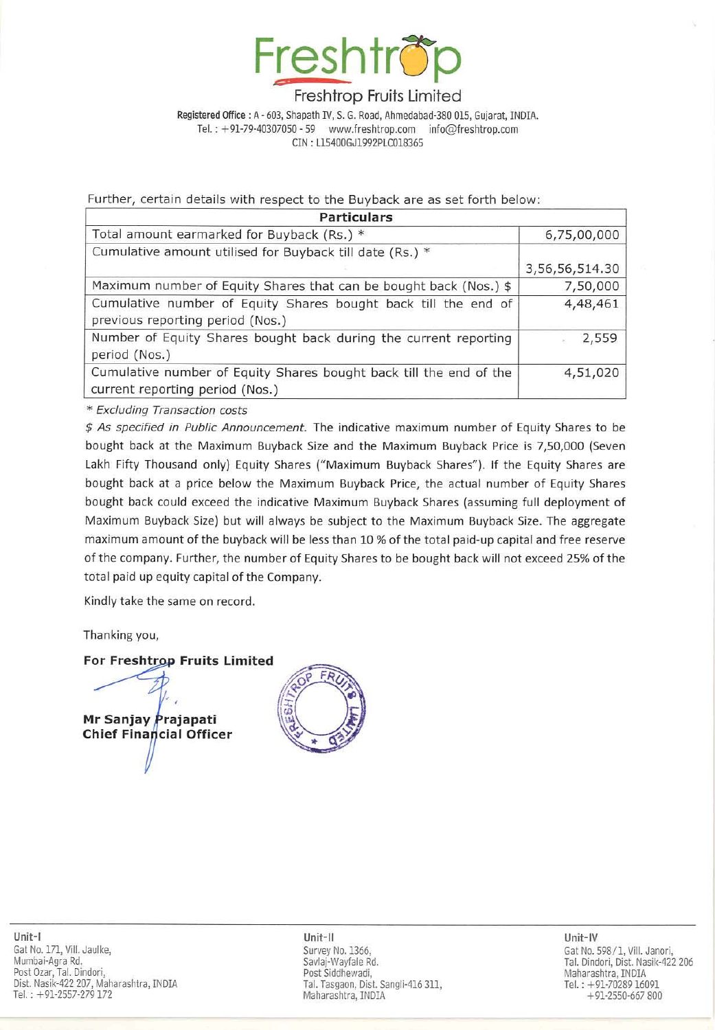Freshtrop

Freshtrop Fruits Limited

**Registered Office :** A - 603, Shapath IV, S. G. Road, Ahmedabad-380 015, Gujarat, INDIA.
Tel. : +91-79-40307050 - 59 www.freshtrop.com info@freshtrop.com
CIN : L15400GJ1992PLC018365

Further, certain details with respect to the Buyback are as set forth below:

| Particulars | |
|---|---|
| Total amount earmarked for Buyback (Rs.) * | 6,75,00,000 |
| Cumulative amount utilised for Buyback till date (Rs.) * | 3,56,56,514.30 |
| Maximum number of Equity Shares that can be bought back (Nos.) $ | 7,50,000 |
| Cumulative number of Equity Shares bought back till the end of previous reporting period (Nos.) | 4,48,461 |
| Number of Equity Shares bought back during the current reporting period (Nos.) | 2,559 |
| Cumulative number of Equity Shares bought back till the end of the current reporting period (Nos.) | 4,51,020 |

*\* Excluding Transaction costs*

*$ As specified in Public Announcement.* The indicative maximum number of Equity Shares to be bought back at the Maximum Buyback Size and the Maximum Buyback Price is 7,50,000 (Seven Lakh Fifty Thousand only) Equity Shares ("Maximum Buyback Shares"). If the Equity Shares are bought back at a price below the Maximum Buyback Price, the actual number of Equity Shares bought back could exceed the indicative Maximum Buyback Shares (assuming full deployment of Maximum Buyback Size) but will always be subject to the Maximum Buyback Size. The aggregate maximum amount of the buyback will be less than 10 % of the total paid-up capital and free reserve of the company. Further, the number of Equity Shares to be bought back will not exceed 25% of the total paid up equity capital of the Company.

Kindly take the same on record.

Thanking you,

**For Freshtrop Fruits Limited**

**Mr Sanjay Prajapati**
**Chief Financial Officer**

Unit-I
Gat No. 171, Vill. Jaulke,
Mumbai-Agra Rd.
Post Ozar, Tal. Dindori,
Dist. Nasik-422 207, Maharashtra, INDIA
Tel. : +91-2557-279 172

Unit-II
Survey No. 1366,
Savlaj-Wayfale Rd.
Post Siddhewadi,
Tal. Tasgaon, Dist. Sangli-416 311,
Maharashtra, INDIA

Unit-IV
Gat No. 598/1, Vill. Janori,
Tal. Dindori, Dist. Nasik-422 206
Maharashtra, INDIA
Tel. : +91-70289 16091
+91-2550-667 800